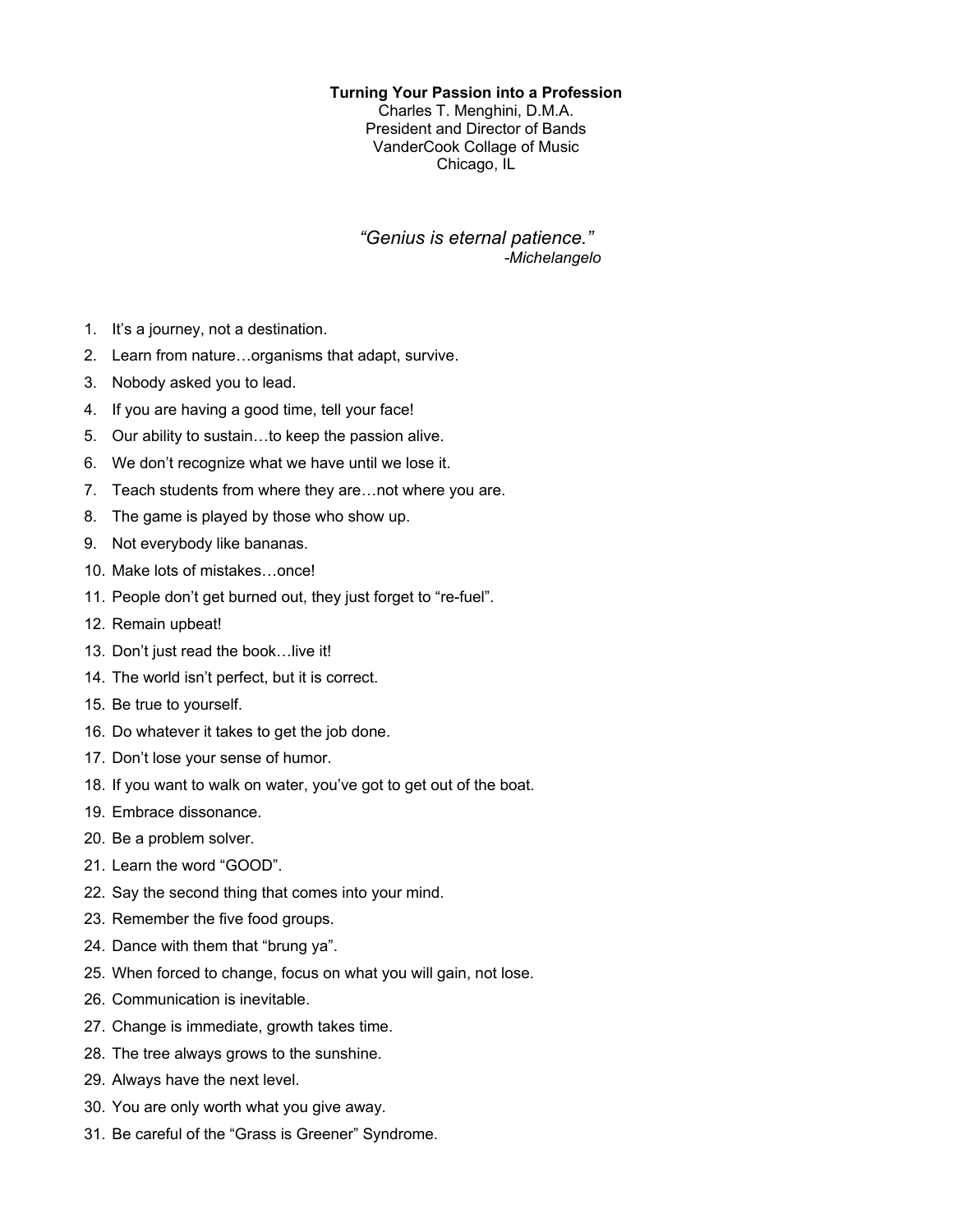**Turning Your Passion into a Profession**

Charles T. Menghini, D.M.A.
President and Director of Bands
VanderCook Collage of Music
Chicago, IL

*"Genius is eternal patience."*
*-Michelangelo*

1. It's a journey, not a destination.
2. Learn from nature…organisms that adapt, survive.
3. Nobody asked you to lead.
4. If you are having a good time, tell your face!
5. Our ability to sustain…to keep the passion alive.
6. We don't recognize what we have until we lose it.
7. Teach students from where they are…not where you are.
8. The game is played by those who show up.
9. Not everybody like bananas.
10. Make lots of mistakes…once!
11. People don't get burned out, they just forget to "re-fuel".
12. Remain upbeat!
13. Don't just read the book…live it!
14. The world isn't perfect, but it is correct.
15. Be true to yourself.
16. Do whatever it takes to get the job done.
17. Don't lose your sense of humor.
18. If you want to walk on water, you've got to get out of the boat.
19. Embrace dissonance.
20. Be a problem solver.
21. Learn the word "GOOD".
22. Say the second thing that comes into your mind.
23. Remember the five food groups.
24. Dance with them that "brung ya".
25. When forced to change, focus on what you will gain, not lose.
26. Communication is inevitable.
27. Change is immediate, growth takes time.
28. The tree always grows to the sunshine.
29. Always have the next level.
30. You are only worth what you give away.
31. Be careful of the "Grass is Greener" Syndrome.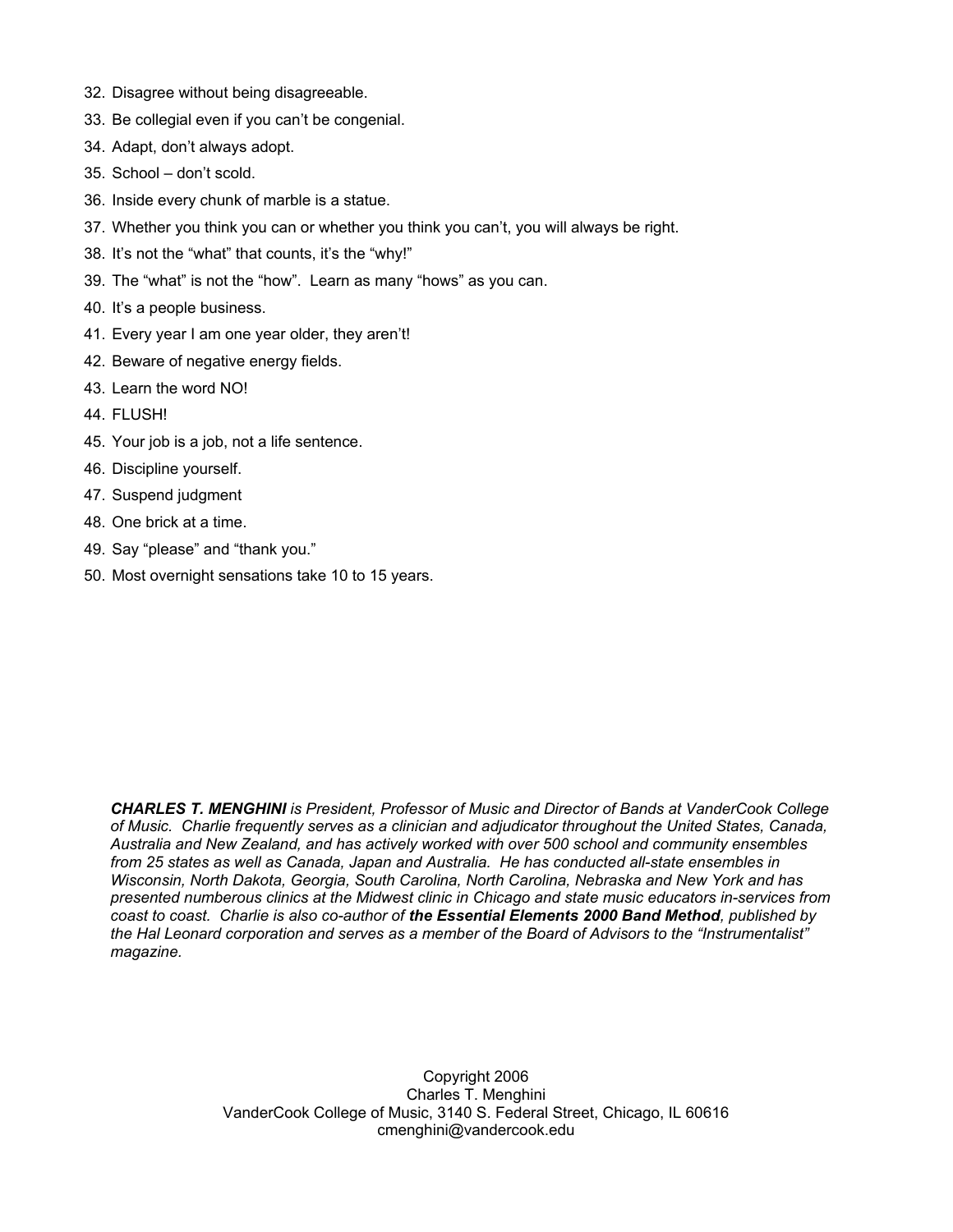32. Disagree without being disagreeable.
33. Be collegial even if you can't be congenial.
34. Adapt, don't always adopt.
35. School – don't scold.
36. Inside every chunk of marble is a statue.
37. Whether you think you can or whether you think you can't, you will always be right.
38. It's not the "what" that counts, it's the "why!"
39. The "what" is not the "how". Learn as many "hows" as you can.
40. It's a people business.
41. Every year I am one year older, they aren't!
42. Beware of negative energy fields.
43. Learn the word NO!
44. FLUSH!
45. Your job is a job, not a life sentence.
46. Discipline yourself.
47. Suspend judgment
48. One brick at a time.
49. Say "please" and "thank you."
50. Most overnight sensations take 10 to 15 years.

***CHARLES T. MENGHINI** is President, Professor of Music and Director of Bands at VanderCook College of Music. Charlie frequently serves as a clinician and adjudicator throughout the United States, Canada, Australia and New Zealand, and has actively worked with over 500 school and community ensembles from 25 states as well as Canada, Japan and Australia. He has conducted all-state ensembles in Wisconsin, North Dakota, Georgia, South Carolina, North Carolina, Nebraska and New York and has presented numberous clinics at the Midwest clinic in Chicago and state music educators in-services from coast to coast. Charlie is also co-author of **the Essential Elements 2000 Band Method**, published by the Hal Leonard corporation and serves as a member of the Board of Advisors to the "Instrumentalist" magazine.*

Copyright 2006
Charles T. Menghini
VanderCook College of Music, 3140 S. Federal Street, Chicago, IL 60616
cmenghini@vandercook.edu